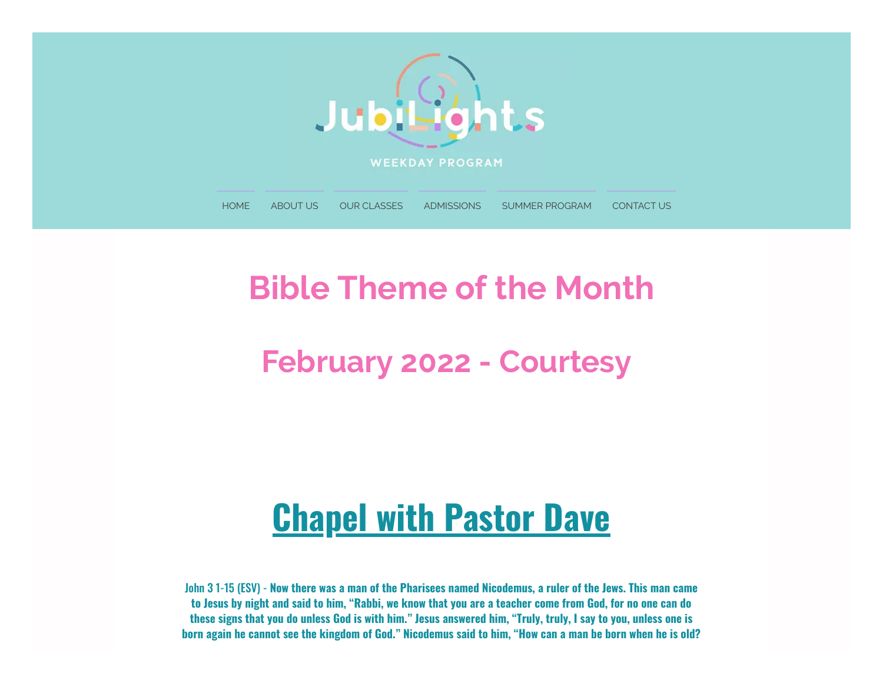JubiLights

WEEKDAY PROGRAM

HOME | ABOUT US | OUR CLASSES | ADMISSIONS | SUMMER PROGRAM | CONTACT US

# Bible Theme of the Month

## February 2022 - Courtesy

# Chapel with Pastor Dave

**John 3 1-15 (ESV) - Now there was a man of the Pharisees named Nicodemus, a ruler of the Jews. This man came to Jesus by night and said to him, "Rabbi, we know that you are a teacher come from God, for no one can do these signs that you do unless God is with him." Jesus answered him, "Truly, truly, I say to you, unless one is born again he cannot see the kingdom of God." Nicodemus said to him, "How can a man be born when he is old?**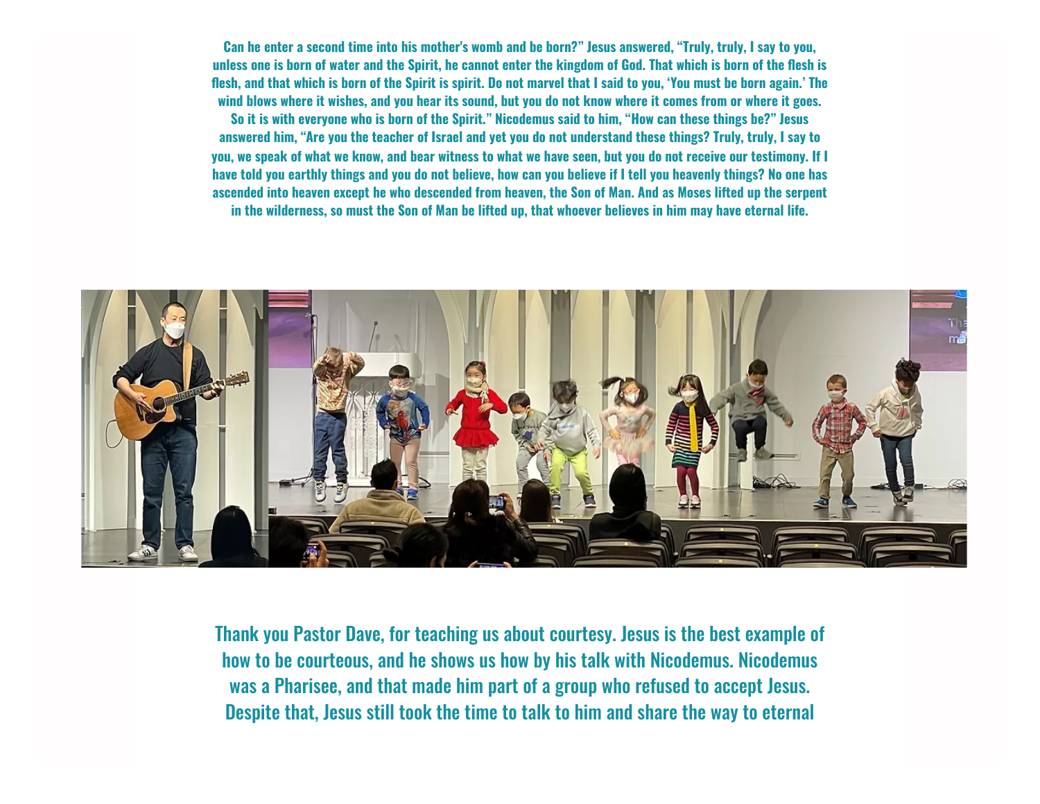**Can he enter a second time into his mother's womb and be born?" Jesus answered, "Truly, truly, I say to you, unless one is born of water and the Spirit, he cannot enter the kingdom of God. That which is born of the flesh is flesh, and that which is born of the Spirit is spirit. Do not marvel that I said to you, 'You must be born again.' The wind blows where it wishes, and you hear its sound, but you do not know where it comes from or where it goes. So it is with everyone who is born of the Spirit." Nicodemus said to him, "How can these things be?" Jesus answered him, "Are you the teacher of Israel and yet you do not understand these things? Truly, truly, I say to you, we speak of what we know, and bear witness to what we have seen, but you do not receive our testimony. If I have told you earthly things and you do not believe, how can you believe if I tell you heavenly things? No one has ascended into heaven except he who descended from heaven, the Son of Man. And as Moses lifted up the serpent in the wilderness, so must the Son of Man be lifted up, that whoever believes in him may have eternal life.**

Thank you Pastor Dave, for teaching us about courtesy. Jesus is the best example of how to be courteous, and he shows us how by his talk with Nicodemus. Nicodemus was a Pharisee, and that made him part of a group who refused to accept Jesus. Despite that, Jesus still took the time to talk to him and share the way to eternal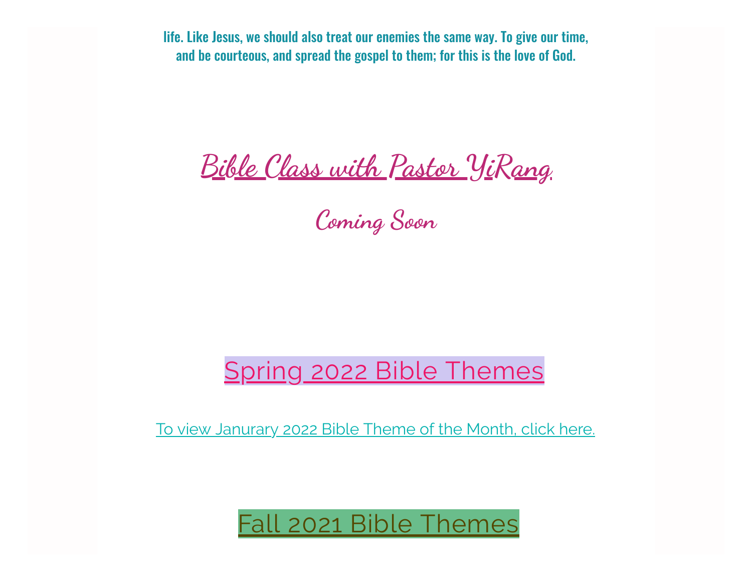life. Like Jesus, we should also treat our enemies the same way. To give our time, and be courteous, and spread the gospel to them; for this is the love of God.

## Bible Class with Pastor YiRang

### Coming Soon

## Spring 2022 Bible Themes

To view Janurary 2022 Bible Theme of the Month, click here.

## Fall 2021 Bible Themes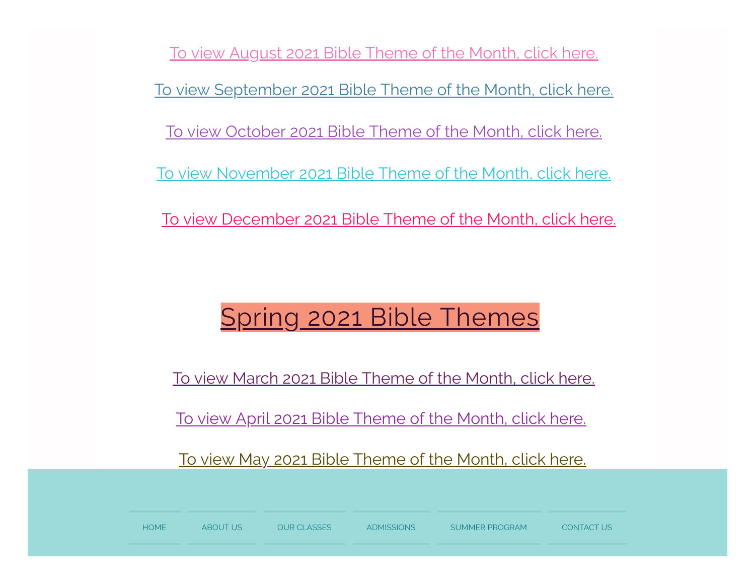To view August 2021 Bible Theme of the Month, click here.

To view September 2021 Bible Theme of the Month, click here.

To view October 2021 Bible Theme of the Month, click here.

To view November 2021 Bible Theme of the Month, click here.

To view December 2021 Bible Theme of the Month, click here.

## Spring 2021 Bible Themes

To view March 2021 Bible Theme of the Month, click here.

To view April 2021 Bible Theme of the Month, click here.

To view May 2021 Bible Theme of the Month, click here.

HOME | ABOUT US | OUR CLASSES | ADMISSIONS | SUMMER PROGRAM | CONTACT US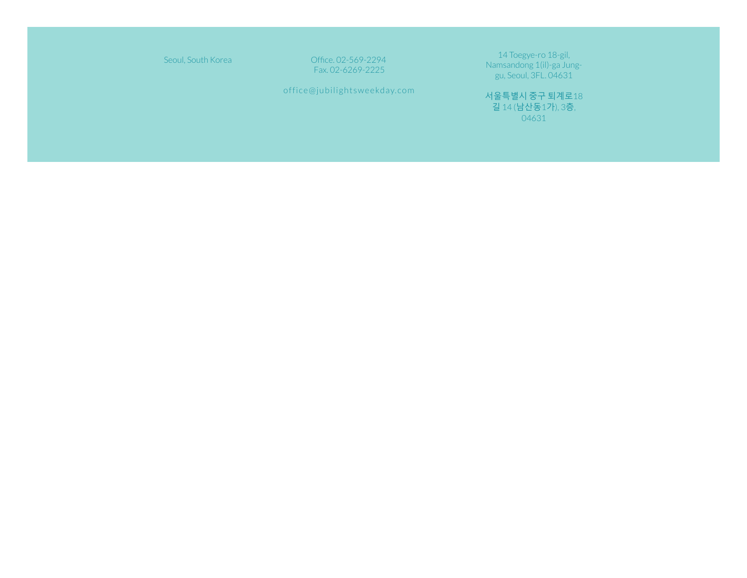Seoul, South Korea

Office. 02-569-2294
Fax. 02-6269-2225

office@jubilightsweekday.com

14 Toegye-ro 18-gil, Namsandong 1(il)-ga Jung-gu, Seoul, 3FL. 04631

서울특별시 중구 퇴계로18길 14 (남산동1가), 3층, 04631